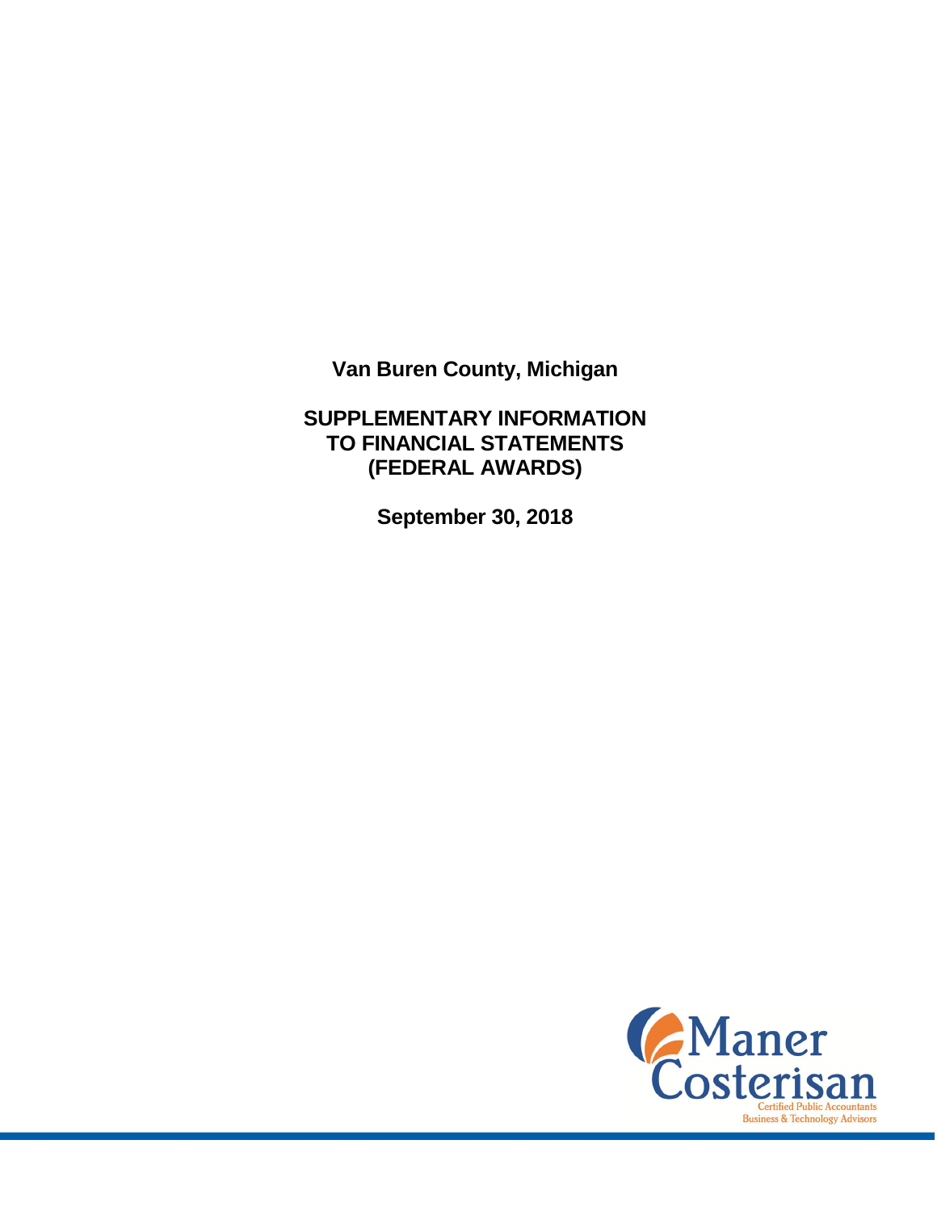# Van Buren County, Michigan

## SUPPLEMENTARY INFORMATION TO FINANCIAL STATEMENTS (FEDERAL AWARDS)

**September 30, 2018**

Maner Costerisan
Certified Public Accountants
Business & Technology Advisors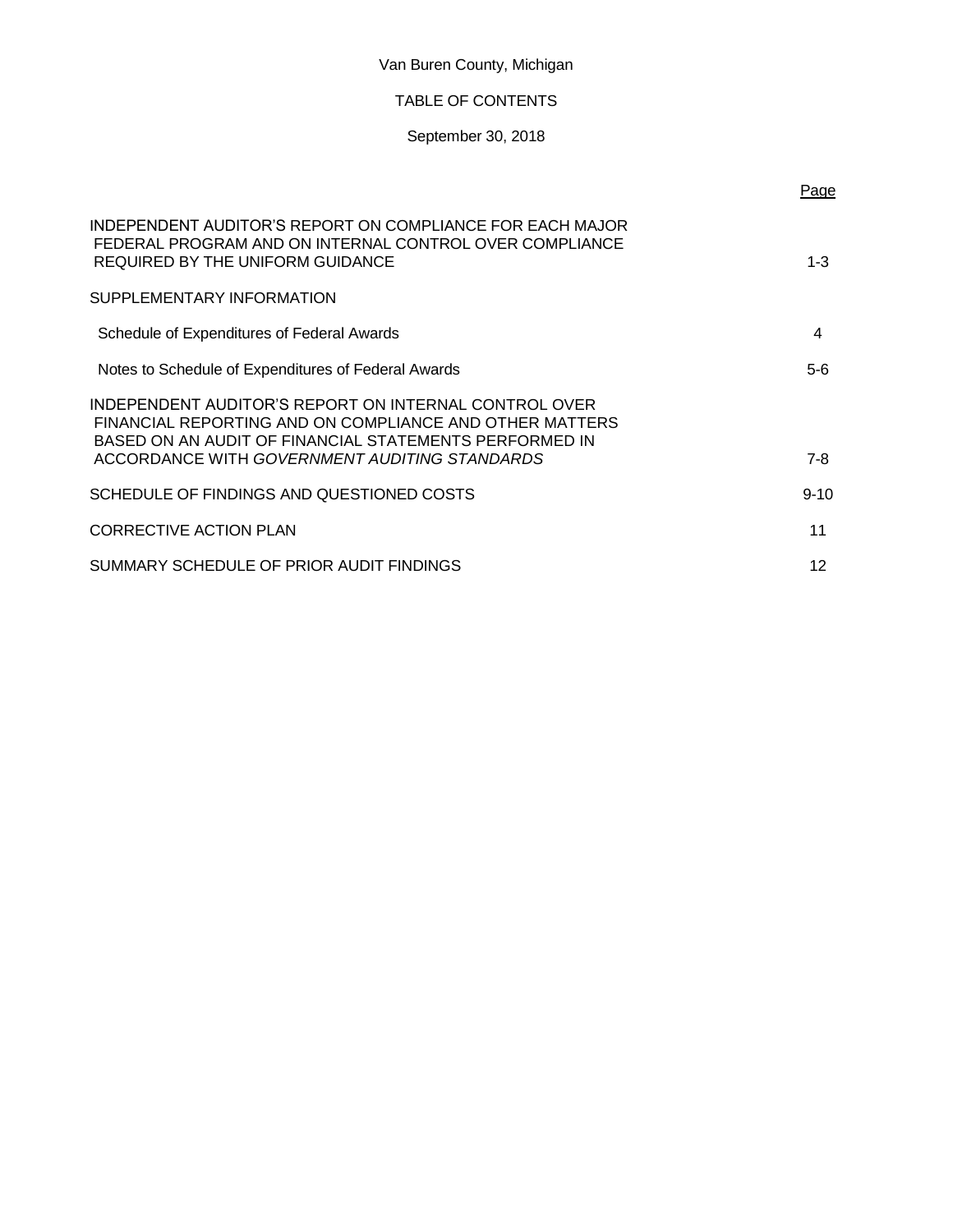Van Buren County, Michigan

TABLE OF CONTENTS

September 30, 2018

| | Page |
|---|---|
| INDEPENDENT AUDITOR'S REPORT ON COMPLIANCE FOR EACH MAJOR FEDERAL PROGRAM AND ON INTERNAL CONTROL OVER COMPLIANCE REQUIRED BY THE UNIFORM GUIDANCE | 1-3 |
| SUPPLEMENTARY INFORMATION | |
| Schedule of Expenditures of Federal Awards | 4 |
| Notes to Schedule of Expenditures of Federal Awards | 5-6 |
| INDEPENDENT AUDITOR'S REPORT ON INTERNAL CONTROL OVER FINANCIAL REPORTING AND ON COMPLIANCE AND OTHER MATTERS BASED ON AN AUDIT OF FINANCIAL STATEMENTS PERFORMED IN ACCORDANCE WITH *GOVERNMENT AUDITING STANDARDS* | 7-8 |
| SCHEDULE OF FINDINGS AND QUESTIONED COSTS | 9-10 |
| CORRECTIVE ACTION PLAN | 11 |
| SUMMARY SCHEDULE OF PRIOR AUDIT FINDINGS | 12 |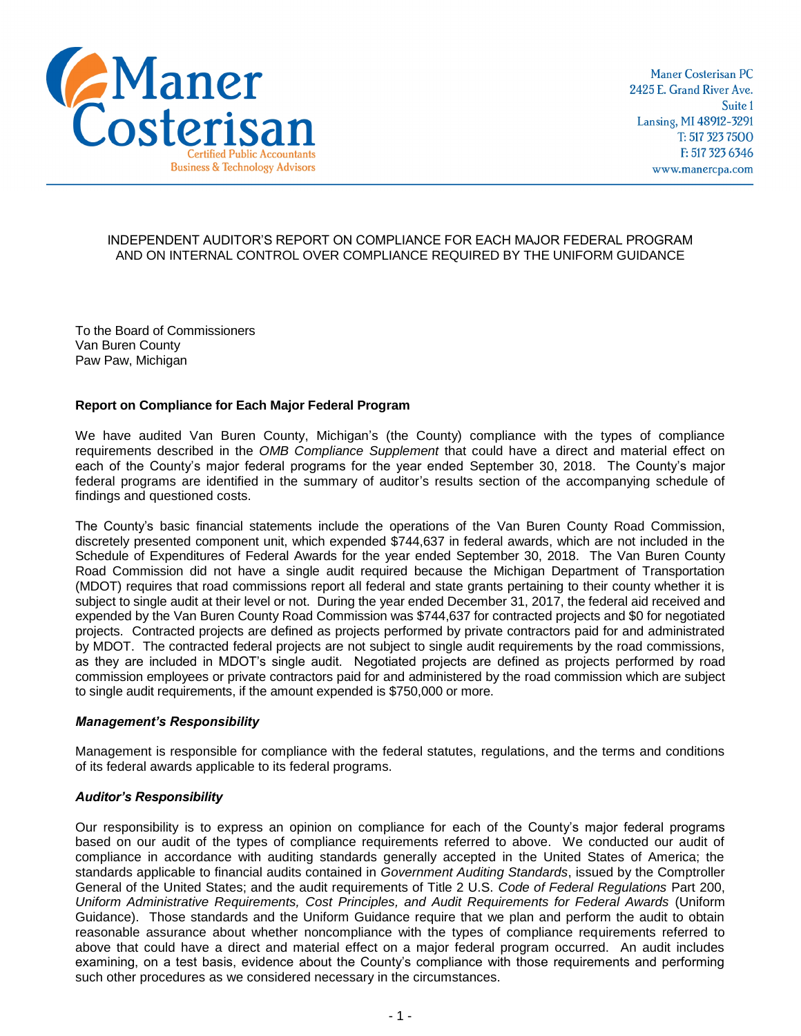Maner Costerisan
Certified Public Accountants
Business & Technology Advisors

Maner Costerisan PC
2425 E. Grand River Ave.
Suite 1
Lansing, MI 48912-3291
T: 517 323 7500
F: 517 323 6346
www.manercpa.com

INDEPENDENT AUDITOR'S REPORT ON COMPLIANCE FOR EACH MAJOR FEDERAL PROGRAM AND ON INTERNAL CONTROL OVER COMPLIANCE REQUIRED BY THE UNIFORM GUIDANCE

To the Board of Commissioners
Van Buren County
Paw Paw, Michigan

**Report on Compliance for Each Major Federal Program**

We have audited Van Buren County, Michigan's (the County) compliance with the types of compliance requirements described in the *OMB Compliance Supplement* that could have a direct and material effect on each of the County's major federal programs for the year ended September 30, 2018. The County's major federal programs are identified in the summary of auditor's results section of the accompanying schedule of findings and questioned costs.

The County's basic financial statements include the operations of the Van Buren County Road Commission, discretely presented component unit, which expended $744,637 in federal awards, which are not included in the Schedule of Expenditures of Federal Awards for the year ended September 30, 2018. The Van Buren County Road Commission did not have a single audit required because the Michigan Department of Transportation (MDOT) requires that road commissions report all federal and state grants pertaining to their county whether it is subject to single audit at their level or not. During the year ended December 31, 2017, the federal aid received and expended by the Van Buren County Road Commission was $744,637 for contracted projects and $0 for negotiated projects. Contracted projects are defined as projects performed by private contractors paid for and administrated by MDOT. The contracted federal projects are not subject to single audit requirements by the road commissions, as they are included in MDOT's single audit. Negotiated projects are defined as projects performed by road commission employees or private contractors paid for and administered by the road commission which are subject to single audit requirements, if the amount expended is $750,000 or more.

***Management's Responsibility***

Management is responsible for compliance with the federal statutes, regulations, and the terms and conditions of its federal awards applicable to its federal programs.

***Auditor's Responsibility***

Our responsibility is to express an opinion on compliance for each of the County's major federal programs based on our audit of the types of compliance requirements referred to above. We conducted our audit of compliance in accordance with auditing standards generally accepted in the United States of America; the standards applicable to financial audits contained in *Government Auditing Standards*, issued by the Comptroller General of the United States; and the audit requirements of Title 2 U.S. *Code of Federal Regulations* Part 200, *Uniform Administrative Requirements, Cost Principles, and Audit Requirements for Federal Awards* (Uniform Guidance). Those standards and the Uniform Guidance require that we plan and perform the audit to obtain reasonable assurance about whether noncompliance with the types of compliance requirements referred to above that could have a direct and material effect on a major federal program occurred. An audit includes examining, on a test basis, evidence about the County's compliance with those requirements and performing such other procedures as we considered necessary in the circumstances.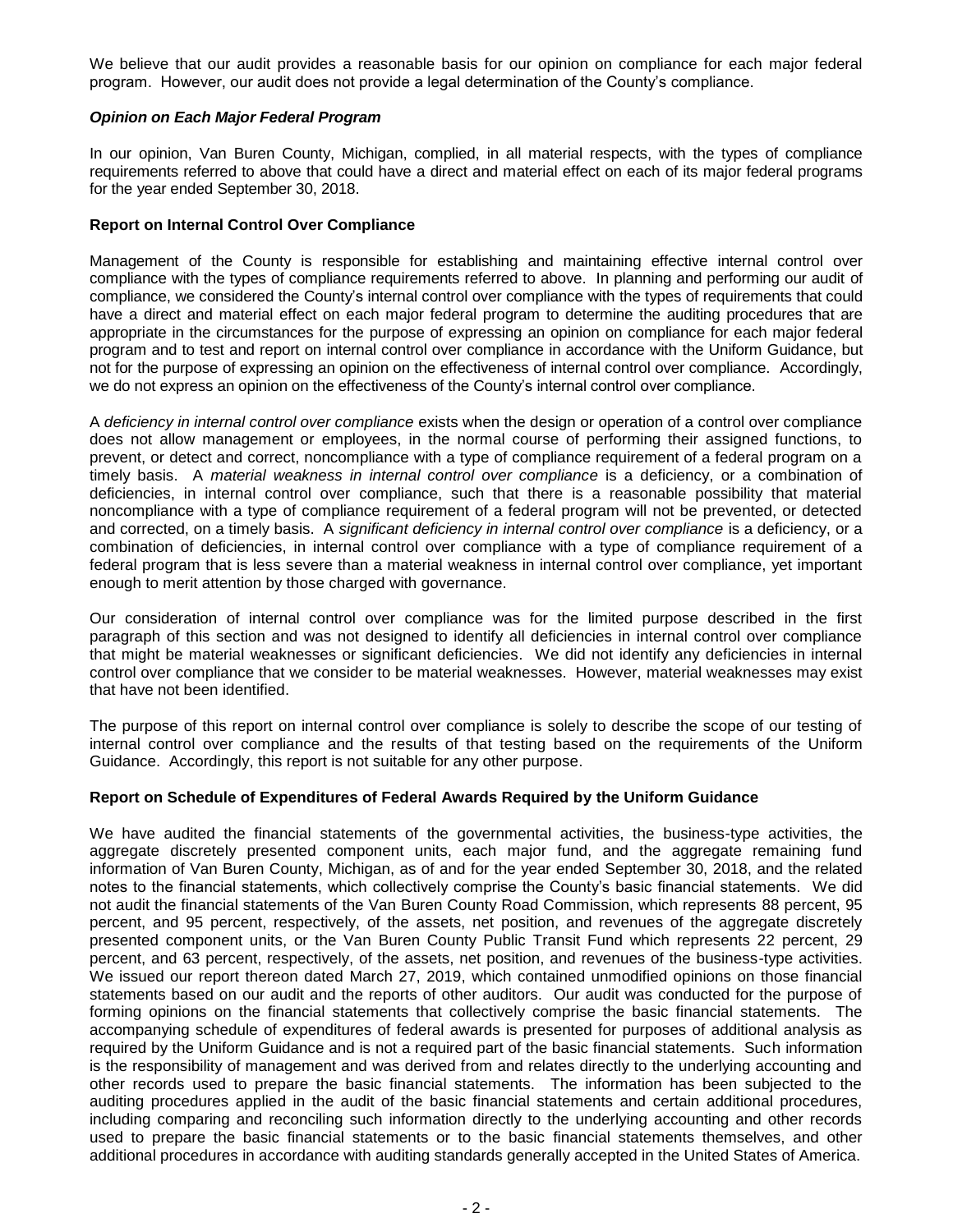We believe that our audit provides a reasonable basis for our opinion on compliance for each major federal program. However, our audit does not provide a legal determination of the County's compliance.

### *Opinion on Each Major Federal Program*

In our opinion, Van Buren County, Michigan, complied, in all material respects, with the types of compliance requirements referred to above that could have a direct and material effect on each of its major federal programs for the year ended September 30, 2018.

### Report on Internal Control Over Compliance

Management of the County is responsible for establishing and maintaining effective internal control over compliance with the types of compliance requirements referred to above. In planning and performing our audit of compliance, we considered the County's internal control over compliance with the types of requirements that could have a direct and material effect on each major federal program to determine the auditing procedures that are appropriate in the circumstances for the purpose of expressing an opinion on compliance for each major federal program and to test and report on internal control over compliance in accordance with the Uniform Guidance, but not for the purpose of expressing an opinion on the effectiveness of internal control over compliance. Accordingly, we do not express an opinion on the effectiveness of the County's internal control over compliance.

A *deficiency in internal control over compliance* exists when the design or operation of a control over compliance does not allow management or employees, in the normal course of performing their assigned functions, to prevent, or detect and correct, noncompliance with a type of compliance requirement of a federal program on a timely basis. A *material weakness in internal control over compliance* is a deficiency, or a combination of deficiencies, in internal control over compliance, such that there is a reasonable possibility that material noncompliance with a type of compliance requirement of a federal program will not be prevented, or detected and corrected, on a timely basis. A *significant deficiency in internal control over compliance* is a deficiency, or a combination of deficiencies, in internal control over compliance with a type of compliance requirement of a federal program that is less severe than a material weakness in internal control over compliance, yet important enough to merit attention by those charged with governance.

Our consideration of internal control over compliance was for the limited purpose described in the first paragraph of this section and was not designed to identify all deficiencies in internal control over compliance that might be material weaknesses or significant deficiencies. We did not identify any deficiencies in internal control over compliance that we consider to be material weaknesses. However, material weaknesses may exist that have not been identified.

The purpose of this report on internal control over compliance is solely to describe the scope of our testing of internal control over compliance and the results of that testing based on the requirements of the Uniform Guidance. Accordingly, this report is not suitable for any other purpose.

### Report on Schedule of Expenditures of Federal Awards Required by the Uniform Guidance

We have audited the financial statements of the governmental activities, the business-type activities, the aggregate discretely presented component units, each major fund, and the aggregate remaining fund information of Van Buren County, Michigan, as of and for the year ended September 30, 2018, and the related notes to the financial statements, which collectively comprise the County's basic financial statements. We did not audit the financial statements of the Van Buren County Road Commission, which represents 88 percent, 95 percent, and 95 percent, respectively, of the assets, net position, and revenues of the aggregate discretely presented component units, or the Van Buren County Public Transit Fund which represents 22 percent, 29 percent, and 63 percent, respectively, of the assets, net position, and revenues of the business-type activities. We issued our report thereon dated March 27, 2019, which contained unmodified opinions on those financial statements based on our audit and the reports of other auditors. Our audit was conducted for the purpose of forming opinions on the financial statements that collectively comprise the basic financial statements. The accompanying schedule of expenditures of federal awards is presented for purposes of additional analysis as required by the Uniform Guidance and is not a required part of the basic financial statements. Such information is the responsibility of management and was derived from and relates directly to the underlying accounting and other records used to prepare the basic financial statements. The information has been subjected to the auditing procedures applied in the audit of the basic financial statements and certain additional procedures, including comparing and reconciling such information directly to the underlying accounting and other records used to prepare the basic financial statements or to the basic financial statements themselves, and other additional procedures in accordance with auditing standards generally accepted in the United States of America.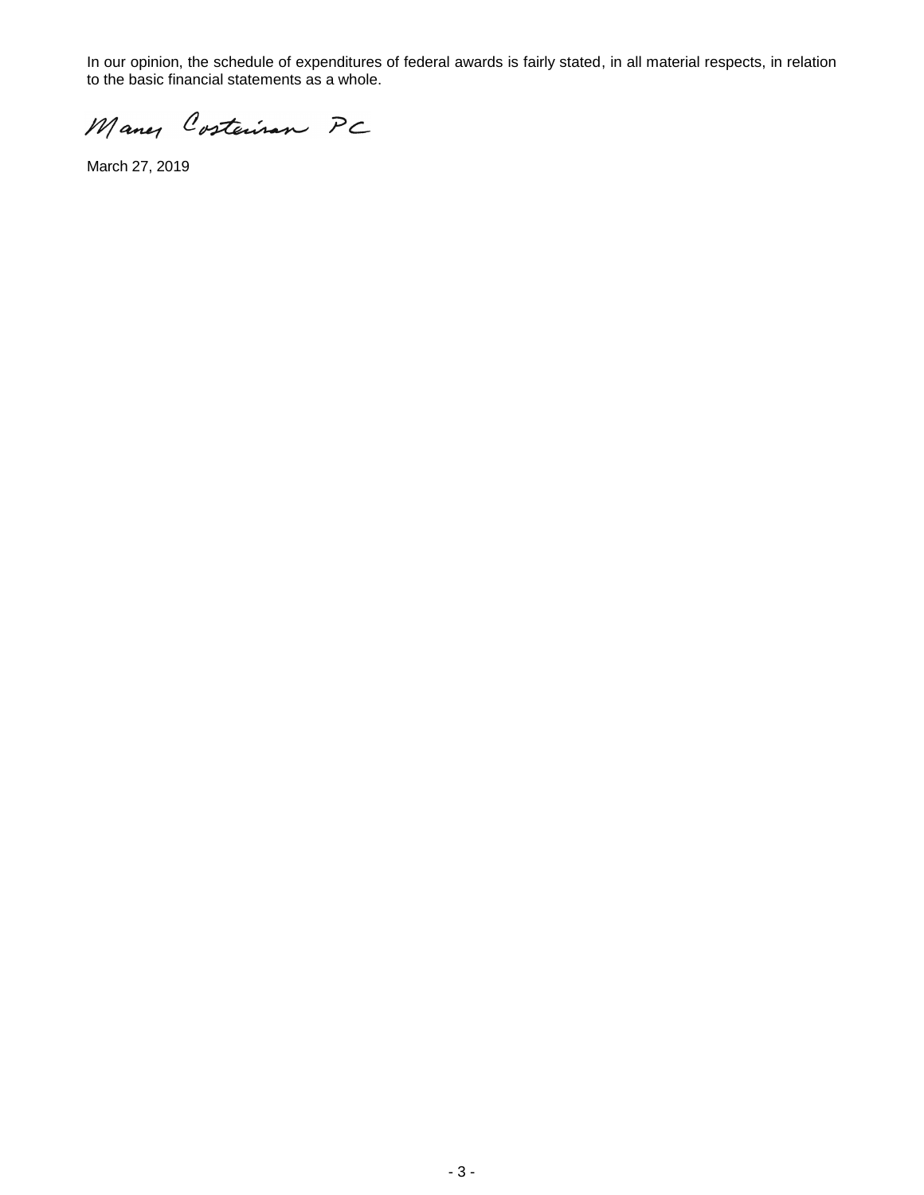In our opinion, the schedule of expenditures of federal awards is fairly stated, in all material respects, in relation to the basic financial statements as a whole.

Maner Costerisan PC

March 27, 2019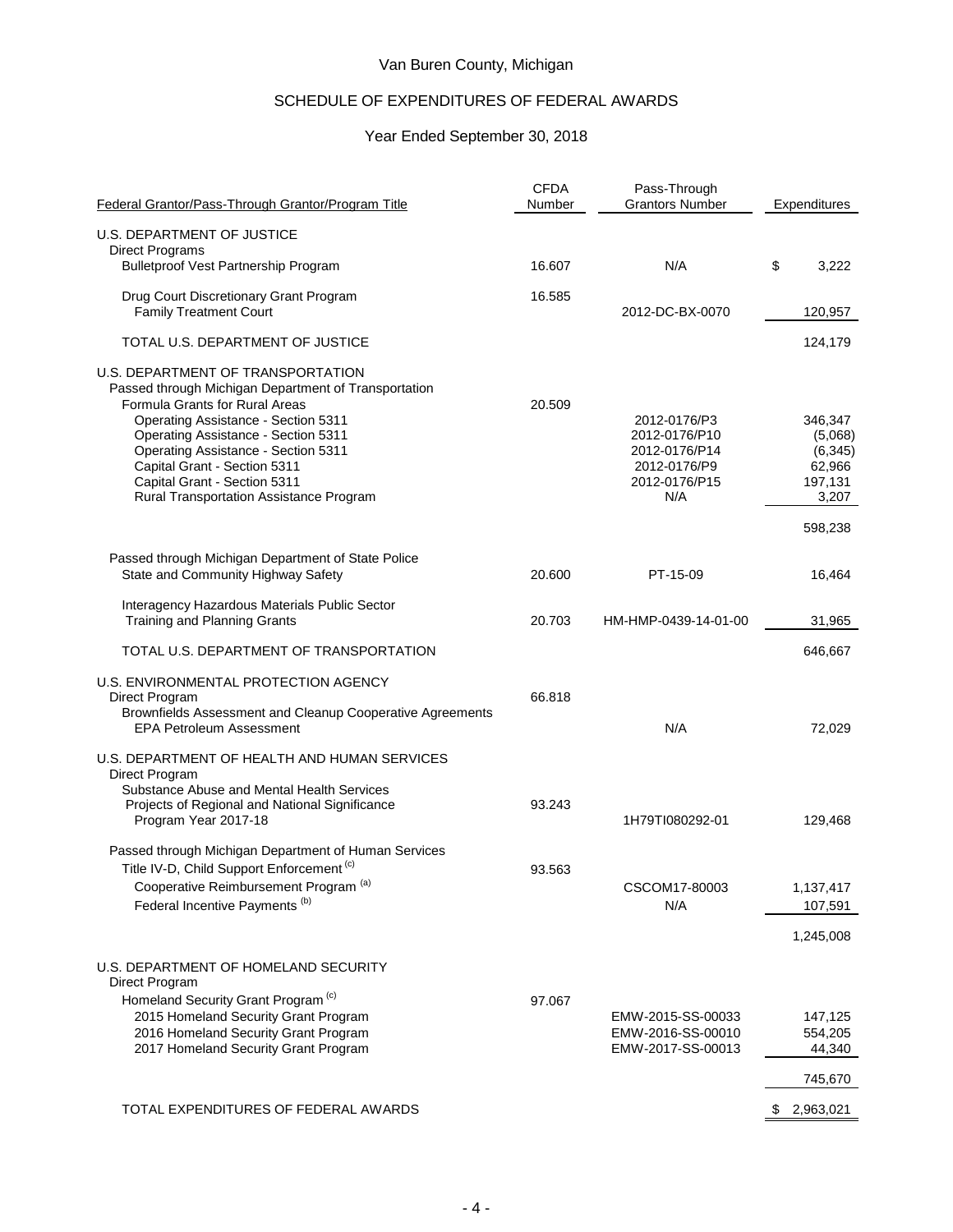# Van Buren County, Michigan

## SCHEDULE OF EXPENDITURES OF FEDERAL AWARDS

### Year Ended September 30, 2018

| Federal Grantor/Pass-Through Grantor/Program Title | CFDA Number | Pass-Through Grantors Number | Expenditures |
|---|---|---|---|
| U.S. DEPARTMENT OF JUSTICE | | | |
| Direct Programs | | | |
| Bulletproof Vest Partnership Program | 16.607 | N/A | $ 3,222 |
| Drug Court Discretionary Grant Program | 16.585 | | |
| Family Treatment Court | | 2012-DC-BX-0070 | 120,957 |
| TOTAL U.S. DEPARTMENT OF JUSTICE | | | 124,179 |
| U.S. DEPARTMENT OF TRANSPORTATION | | | |
| Passed through Michigan Department of Transportation | | | |
| Formula Grants for Rural Areas | 20.509 | | |
| Operating Assistance - Section 5311 | | 2012-0176/P3 | 346,347 |
| Operating Assistance - Section 5311 | | 2012-0176/P10 | (5,068) |
| Operating Assistance - Section 5311 | | 2012-0176/P14 | (6,345) |
| Capital Grant - Section 5311 | | 2012-0176/P9 | 62,966 |
| Capital Grant - Section 5311 | | 2012-0176/P15 | 197,131 |
| Rural Transportation Assistance Program | | N/A | 3,207 |
| | | | 598,238 |
| Passed through Michigan Department of State Police | | | |
| State and Community Highway Safety | 20.600 | PT-15-09 | 16,464 |
| Interagency Hazardous Materials Public Sector Training and Planning Grants | 20.703 | HM-HMP-0439-14-01-00 | 31,965 |
| TOTAL U.S. DEPARTMENT OF TRANSPORTATION | | | 646,667 |
| U.S. ENVIRONMENTAL PROTECTION AGENCY | | | |
| Direct Program | 66.818 | | |
| Brownfields Assessment and Cleanup Cooperative Agreements | | | |
| EPA Petroleum Assessment | | N/A | 72,029 |
| U.S. DEPARTMENT OF HEALTH AND HUMAN SERVICES | | | |
| Direct Program | | | |
| Substance Abuse and Mental Health Services Projects of Regional and National Significance | 93.243 | | |
| Program Year 2017-18 | | 1H79TI080292-01 | 129,468 |
| Passed through Michigan Department of Human Services | | | |
| Title IV-D, Child Support Enforcement [c] | 93.563 | | |
| Cooperative Reimbursement Program [a] | | CSCOM17-80003 | 1,137,417 |
| Federal Incentive Payments [b] | | N/A | 107,591 |
| | | | 1,245,008 |
| U.S. DEPARTMENT OF HOMELAND SECURITY | | | |
| Direct Program | | | |
| Homeland Security Grant Program [c] | 97.067 | | |
| 2015 Homeland Security Grant Program | | EMW-2015-SS-00033 | 147,125 |
| 2016 Homeland Security Grant Program | | EMW-2016-SS-00010 | 554,205 |
| 2017 Homeland Security Grant Program | | EMW-2017-SS-00013 | 44,340 |
| | | | 745,670 |
| TOTAL EXPENDITURES OF FEDERAL AWARDS | | | $ 2,963,021 |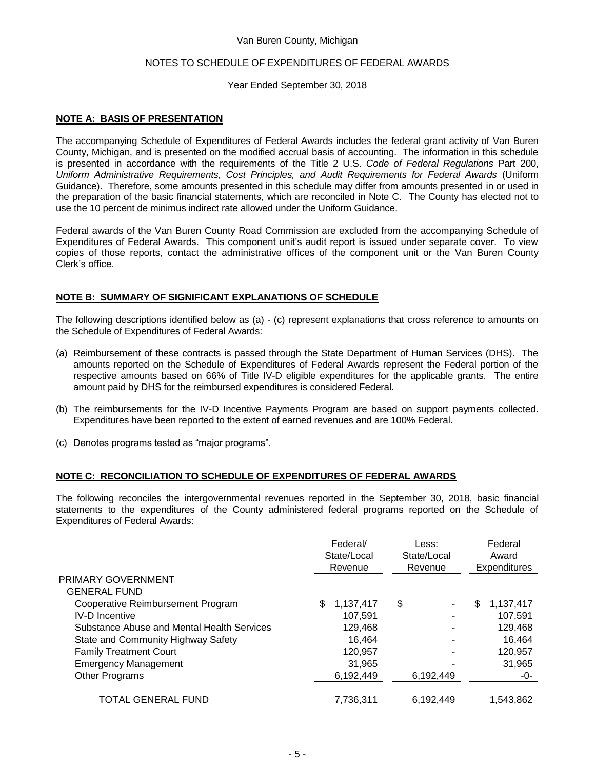Van Buren County, Michigan

NOTES TO SCHEDULE OF EXPENDITURES OF FEDERAL AWARDS

Year Ended September 30, 2018

## NOTE A: BASIS OF PRESENTATION

The accompanying Schedule of Expenditures of Federal Awards includes the federal grant activity of Van Buren County, Michigan, and is presented on the modified accrual basis of accounting. The information in this schedule is presented in accordance with the requirements of the Title 2 U.S. *Code of Federal Regulations* Part 200, *Uniform Administrative Requirements, Cost Principles, and Audit Requirements for Federal Awards* (Uniform Guidance). Therefore, some amounts presented in this schedule may differ from amounts presented in or used in the preparation of the basic financial statements, which are reconciled in Note C. The County has elected not to use the 10 percent de minimus indirect rate allowed under the Uniform Guidance.

Federal awards of the Van Buren County Road Commission are excluded from the accompanying Schedule of Expenditures of Federal Awards. This component unit's audit report is issued under separate cover. To view copies of those reports, contact the administrative offices of the component unit or the Van Buren County Clerk's office.

## NOTE B: SUMMARY OF SIGNIFICANT EXPLANATIONS OF SCHEDULE

The following descriptions identified below as (a) - (c) represent explanations that cross reference to amounts on the Schedule of Expenditures of Federal Awards:

(a) Reimbursement of these contracts is passed through the State Department of Human Services (DHS). The amounts reported on the Schedule of Expenditures of Federal Awards represent the Federal portion of the respective amounts based on 66% of Title IV-D eligible expenditures for the applicable grants. The entire amount paid by DHS for the reimbursed expenditures is considered Federal.

(b) The reimbursements for the IV-D Incentive Payments Program are based on support payments collected. Expenditures have been reported to the extent of earned revenues and are 100% Federal.

(c) Denotes programs tested as "major programs".

## NOTE C: RECONCILIATION TO SCHEDULE OF EXPENDITURES OF FEDERAL AWARDS

The following reconciles the intergovernmental revenues reported in the September 30, 2018, basic financial statements to the expenditures of the County administered federal programs reported on the Schedule of Expenditures of Federal Awards:

| | Federal/ State/Local Revenue | Less: State/Local Revenue | Federal Award Expenditures |
|---|---|---|---|
| PRIMARY GOVERNMENT | | | |
| GENERAL FUND | | | |
| Cooperative Reimbursement Program | $ 1,137,417 | $ - | $ 1,137,417 |
| IV-D Incentive | 107,591 | - | 107,591 |
| Substance Abuse and Mental Health Services | 129,468 | - | 129,468 |
| State and Community Highway Safety | 16,464 | - | 16,464 |
| Family Treatment Court | 120,957 | - | 120,957 |
| Emergency Management | 31,965 | - | 31,965 |
| Other Programs | 6,192,449 | 6,192,449 | -0- |
| TOTAL GENERAL FUND | 7,736,311 | 6,192,449 | 1,543,862 |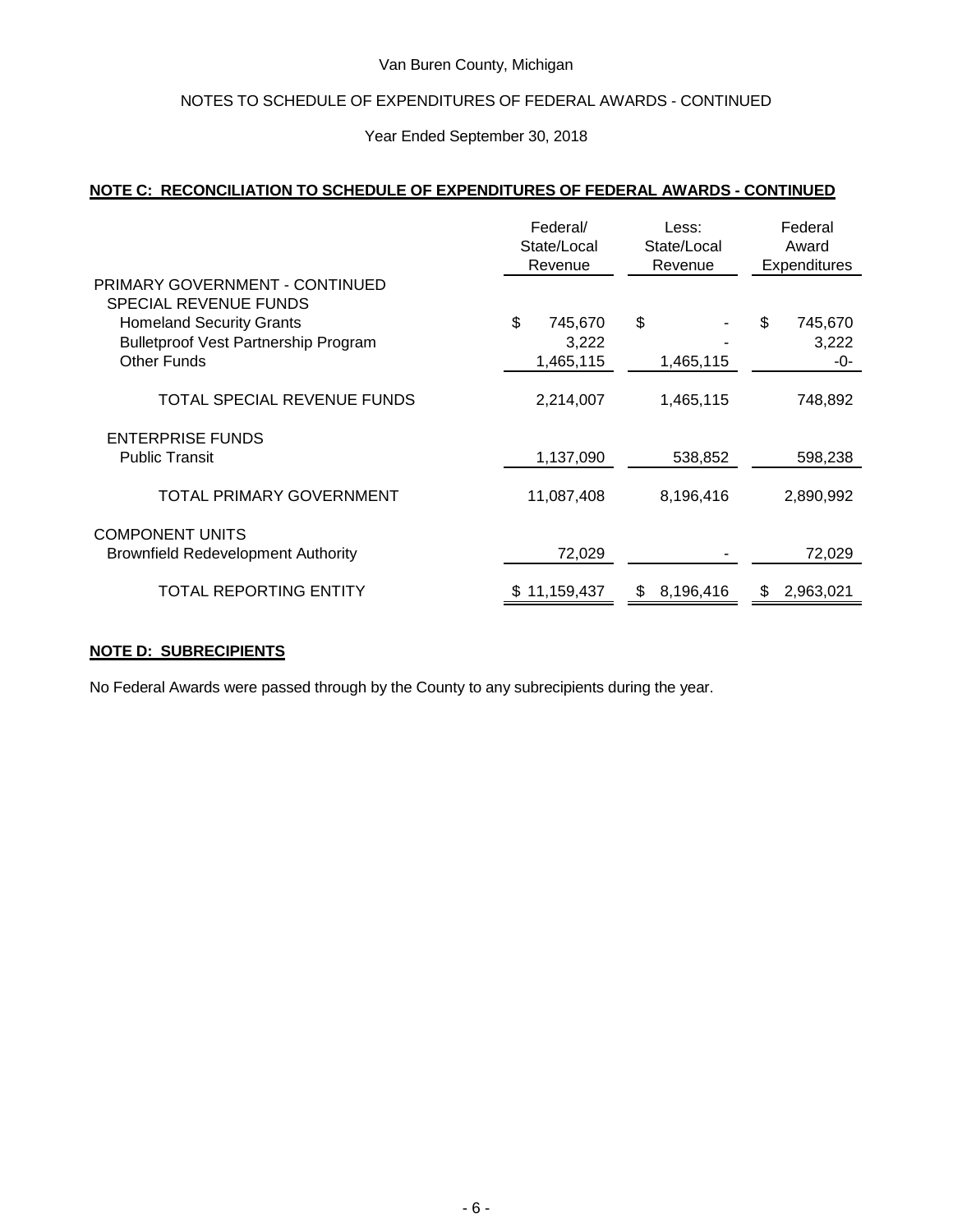Van Buren County, Michigan

NOTES TO SCHEDULE OF EXPENDITURES OF FEDERAL AWARDS - CONTINUED

Year Ended September 30, 2018

**NOTE C: RECONCILIATION TO SCHEDULE OF EXPENDITURES OF FEDERAL AWARDS - CONTINUED**

| | Federal/ State/Local Revenue | Less: State/Local Revenue | Federal Award Expenditures |
|---|---|---|---|
| PRIMARY GOVERNMENT - CONTINUED | | | |
| SPECIAL REVENUE FUNDS | | | |
| Homeland Security Grants | $ 745,670 | $ - | $ 745,670 |
| Bulletproof Vest Partnership Program | 3,222 | - | 3,222 |
| Other Funds | 1,465,115 | 1,465,115 | -0- |
| TOTAL SPECIAL REVENUE FUNDS | 2,214,007 | 1,465,115 | 748,892 |
| ENTERPRISE FUNDS | | | |
| Public Transit | 1,137,090 | 538,852 | 598,238 |
| TOTAL PRIMARY GOVERNMENT | 11,087,408 | 8,196,416 | 2,890,992 |
| COMPONENT UNITS | | | |
| Brownfield Redevelopment Authority | 72,029 | - | 72,029 |
| TOTAL REPORTING ENTITY | $ 11,159,437 | $ 8,196,416 | $ 2,963,021 |

**NOTE D: SUBRECIPIENTS**

No Federal Awards were passed through by the County to any subrecipients during the year.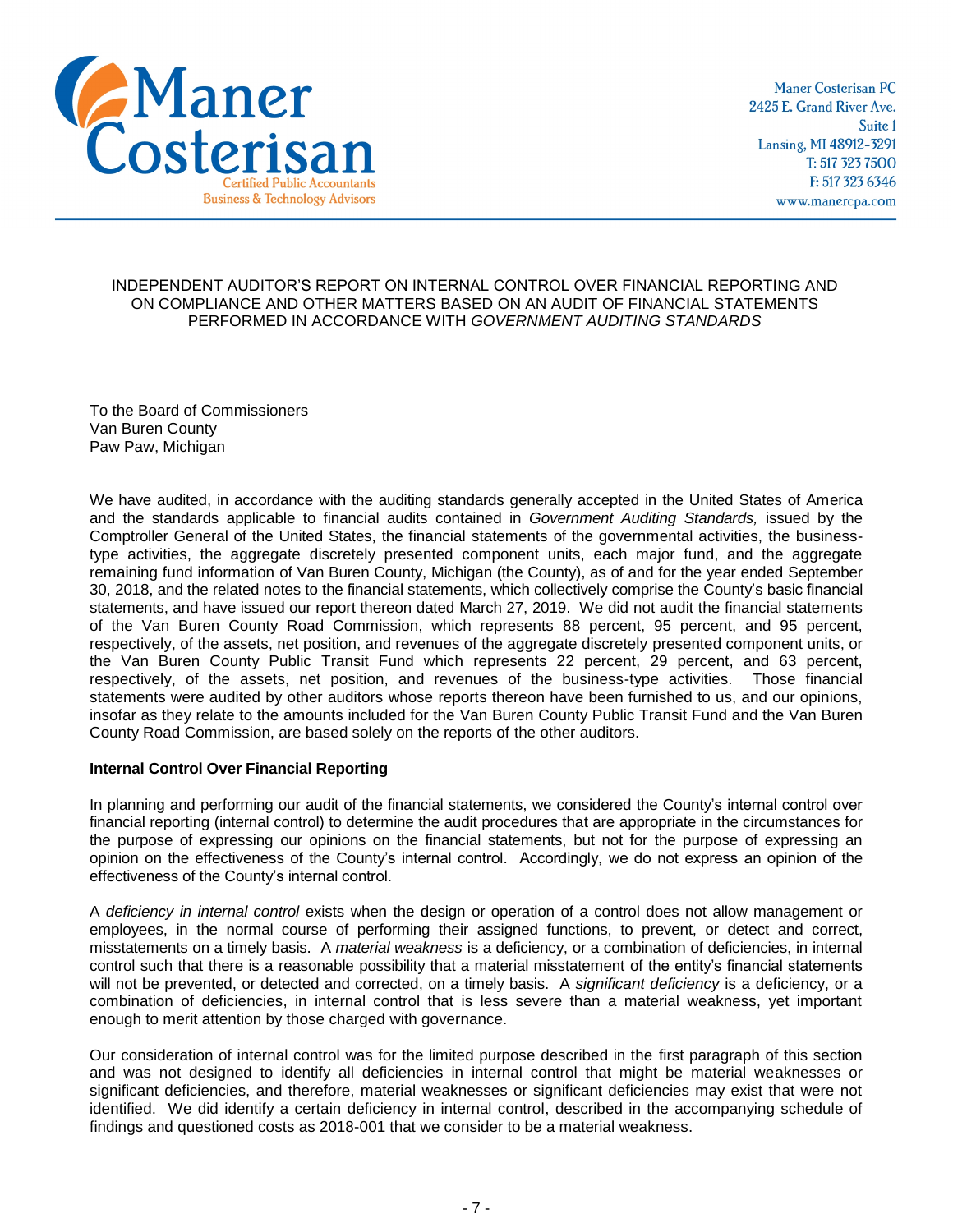Maner Costerisan
Certified Public Accountants
Business & Technology Advisors

Maner Costerisan PC
2425 E. Grand River Ave.
Suite 1
Lansing, MI 48912-3291
T: 517 323 7500
F: 517 323 6346
www.manercpa.com

# INDEPENDENT AUDITOR'S REPORT ON INTERNAL CONTROL OVER FINANCIAL REPORTING AND ON COMPLIANCE AND OTHER MATTERS BASED ON AN AUDIT OF FINANCIAL STATEMENTS PERFORMED IN ACCORDANCE WITH *GOVERNMENT AUDITING STANDARDS*

To the Board of Commissioners
Van Buren County
Paw Paw, Michigan

We have audited, in accordance with the auditing standards generally accepted in the United States of America and the standards applicable to financial audits contained in *Government Auditing Standards,* issued by the Comptroller General of the United States, the financial statements of the governmental activities, the business-type activities, the aggregate discretely presented component units, each major fund, and the aggregate remaining fund information of Van Buren County, Michigan (the County), as of and for the year ended September 30, 2018, and the related notes to the financial statements, which collectively comprise the County's basic financial statements, and have issued our report thereon dated March 27, 2019. We did not audit the financial statements of the Van Buren County Road Commission, which represents 88 percent, 95 percent, and 95 percent, respectively, of the assets, net position, and revenues of the aggregate discretely presented component units, or the Van Buren County Public Transit Fund which represents 22 percent, 29 percent, and 63 percent, respectively, of the assets, net position, and revenues of the business-type activities. Those financial statements were audited by other auditors whose reports thereon have been furnished to us, and our opinions, insofar as they relate to the amounts included for the Van Buren County Public Transit Fund and the Van Buren County Road Commission, are based solely on the reports of the other auditors.

**Internal Control Over Financial Reporting**

In planning and performing our audit of the financial statements, we considered the County's internal control over financial reporting (internal control) to determine the audit procedures that are appropriate in the circumstances for the purpose of expressing our opinions on the financial statements, but not for the purpose of expressing an opinion on the effectiveness of the County's internal control. Accordingly, we do not express an opinion of the effectiveness of the County's internal control.

A *deficiency in internal control* exists when the design or operation of a control does not allow management or employees, in the normal course of performing their assigned functions, to prevent, or detect and correct, misstatements on a timely basis. A *material weakness* is a deficiency, or a combination of deficiencies, in internal control such that there is a reasonable possibility that a material misstatement of the entity's financial statements will not be prevented, or detected and corrected, on a timely basis. A *significant deficiency* is a deficiency, or a combination of deficiencies, in internal control that is less severe than a material weakness, yet important enough to merit attention by those charged with governance.

Our consideration of internal control was for the limited purpose described in the first paragraph of this section and was not designed to identify all deficiencies in internal control that might be material weaknesses or significant deficiencies, and therefore, material weaknesses or significant deficiencies may exist that were not identified. We did identify a certain deficiency in internal control, described in the accompanying schedule of findings and questioned costs as 2018-001 that we consider to be a material weakness.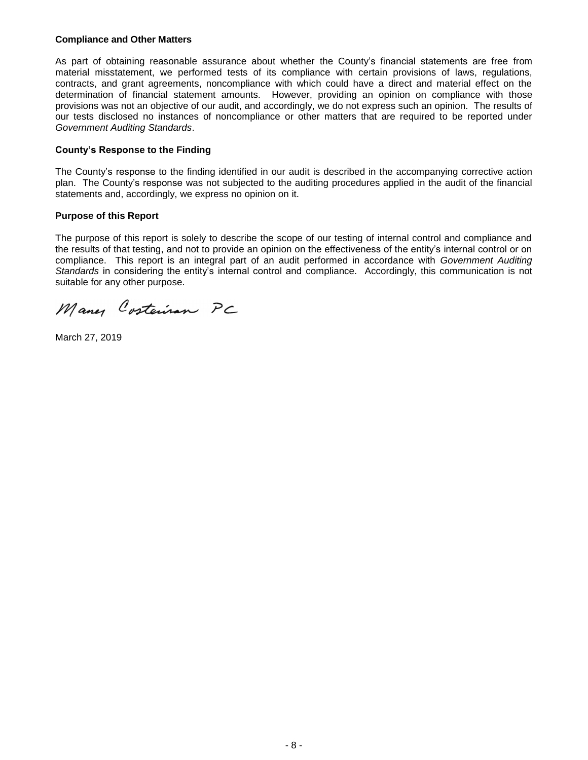**Compliance and Other Matters**

As part of obtaining reasonable assurance about whether the County's financial statements are free from material misstatement, we performed tests of its compliance with certain provisions of laws, regulations, contracts, and grant agreements, noncompliance with which could have a direct and material effect on the determination of financial statement amounts. However, providing an opinion on compliance with those provisions was not an objective of our audit, and accordingly, we do not express such an opinion. The results of our tests disclosed no instances of noncompliance or other matters that are required to be reported under *Government Auditing Standards*.

**County's Response to the Finding**

The County's response to the finding identified in our audit is described in the accompanying corrective action plan. The County's response was not subjected to the auditing procedures applied in the audit of the financial statements and, accordingly, we express no opinion on it.

**Purpose of this Report**

The purpose of this report is solely to describe the scope of our testing of internal control and compliance and the results of that testing, and not to provide an opinion on the effectiveness of the entity's internal control or on compliance. This report is an integral part of an audit performed in accordance with *Government Auditing Standards* in considering the entity's internal control and compliance. Accordingly, this communication is not suitable for any other purpose.

Maner Costerisan PC

March 27, 2019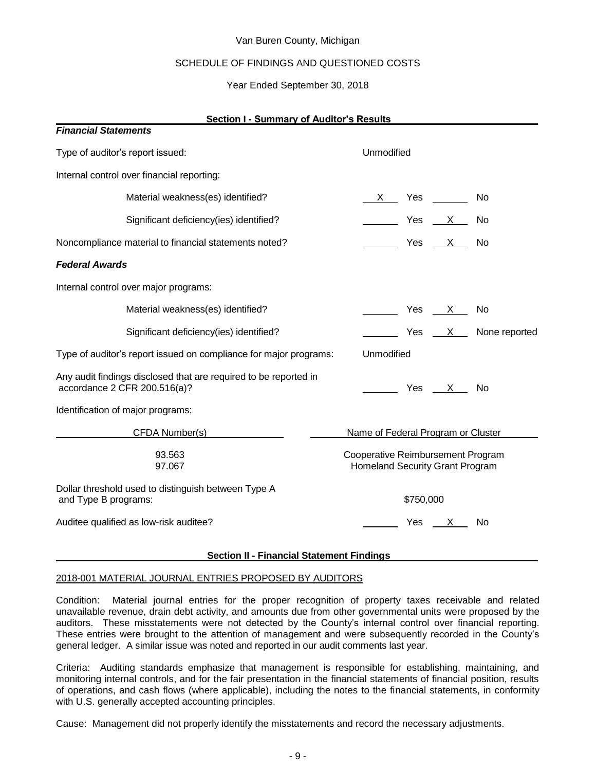Van Buren County, Michigan

SCHEDULE OF FINDINGS AND QUESTIONED COSTS

Year Ended September 30, 2018

## Section I - Summary of Auditor's Results

### *Financial Statements*

Type of auditor's report issued: Unmodified

Internal control over financial reporting:

| | | | | |
|---|---|---|---|---|
| Material weakness(es) identified? | X | Yes | | No |
| Significant deficiency(ies) identified? | | Yes | X | No |
| Noncompliance material to financial statements noted? | | Yes | X | No |

### *Federal Awards*

Internal control over major programs:

| | | | | |
|---|---|---|---|---|
| Material weakness(es) identified? | | Yes | X | No |
| Significant deficiency(ies) identified? | | Yes | X | None reported |

Type of auditor's report issued on compliance for major programs: Unmodified

| | | | | |
|---|---|---|---|---|
| Any audit findings disclosed that are required to be reported in accordance 2 CFR 200.516(a)? | | Yes | X | No |

Identification of major programs:

| CFDA Number(s) | Name of Federal Program or Cluster |
|---|---|
| 93.563 | Cooperative Reimbursement Program |
| 97.067 | Homeland Security Grant Program |

Dollar threshold used to distinguish between Type A and Type B programs: $750,000

| | | | | |
|---|---|---|---|---|
| Auditee qualified as low-risk auditee? | | Yes | X | No |

## Section II - Financial Statement Findings

2018-001 MATERIAL JOURNAL ENTRIES PROPOSED BY AUDITORS

Condition: Material journal entries for the proper recognition of property taxes receivable and related unavailable revenue, drain debt activity, and amounts due from other governmental units were proposed by the auditors. These misstatements were not detected by the County's internal control over financial reporting. These entries were brought to the attention of management and were subsequently recorded in the County's general ledger. A similar issue was noted and reported in our audit comments last year.

Criteria: Auditing standards emphasize that management is responsible for establishing, maintaining, and monitoring internal controls, and for the fair presentation in the financial statements of financial position, results of operations, and cash flows (where applicable), including the notes to the financial statements, in conformity with U.S. generally accepted accounting principles.

Cause: Management did not properly identify the misstatements and record the necessary adjustments.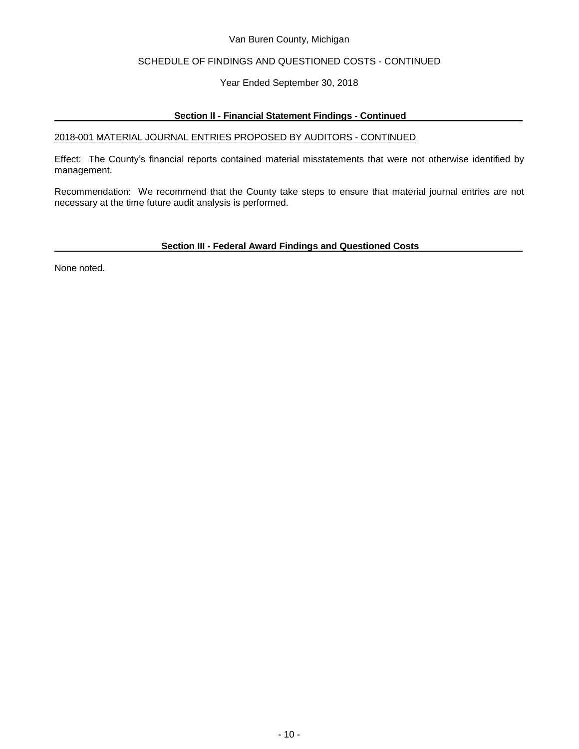Van Buren County, Michigan

SCHEDULE OF FINDINGS AND QUESTIONED COSTS - CONTINUED

Year Ended September 30, 2018

## Section II - Financial Statement Findings - Continued

2018-001 MATERIAL JOURNAL ENTRIES PROPOSED BY AUDITORS - CONTINUED

Effect: The County's financial reports contained material misstatements that were not otherwise identified by management.

Recommendation: We recommend that the County take steps to ensure that material journal entries are not necessary at the time future audit analysis is performed.

## Section III - Federal Award Findings and Questioned Costs

None noted.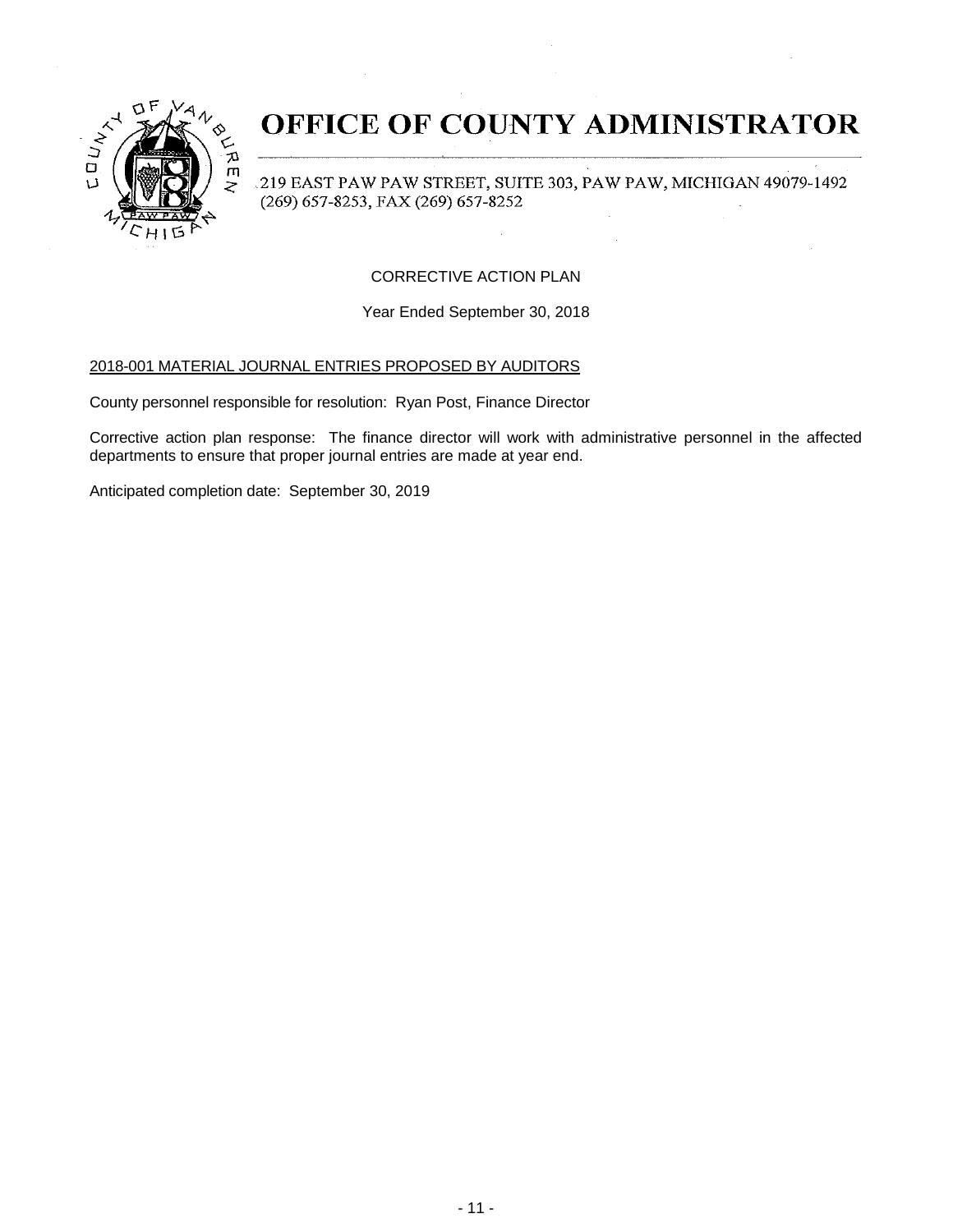# OFFICE OF COUNTY ADMINISTRATOR

219 EAST PAW PAW STREET, SUITE 303, PAW PAW, MICHIGAN 49079-1492
(269) 657-8253, FAX (269) 657-8252

CORRECTIVE ACTION PLAN

Year Ended September 30, 2018

2018-001 MATERIAL JOURNAL ENTRIES PROPOSED BY AUDITORS

County personnel responsible for resolution: Ryan Post, Finance Director

Corrective action plan response: The finance director will work with administrative personnel in the affected departments to ensure that proper journal entries are made at year end.

Anticipated completion date: September 30, 2019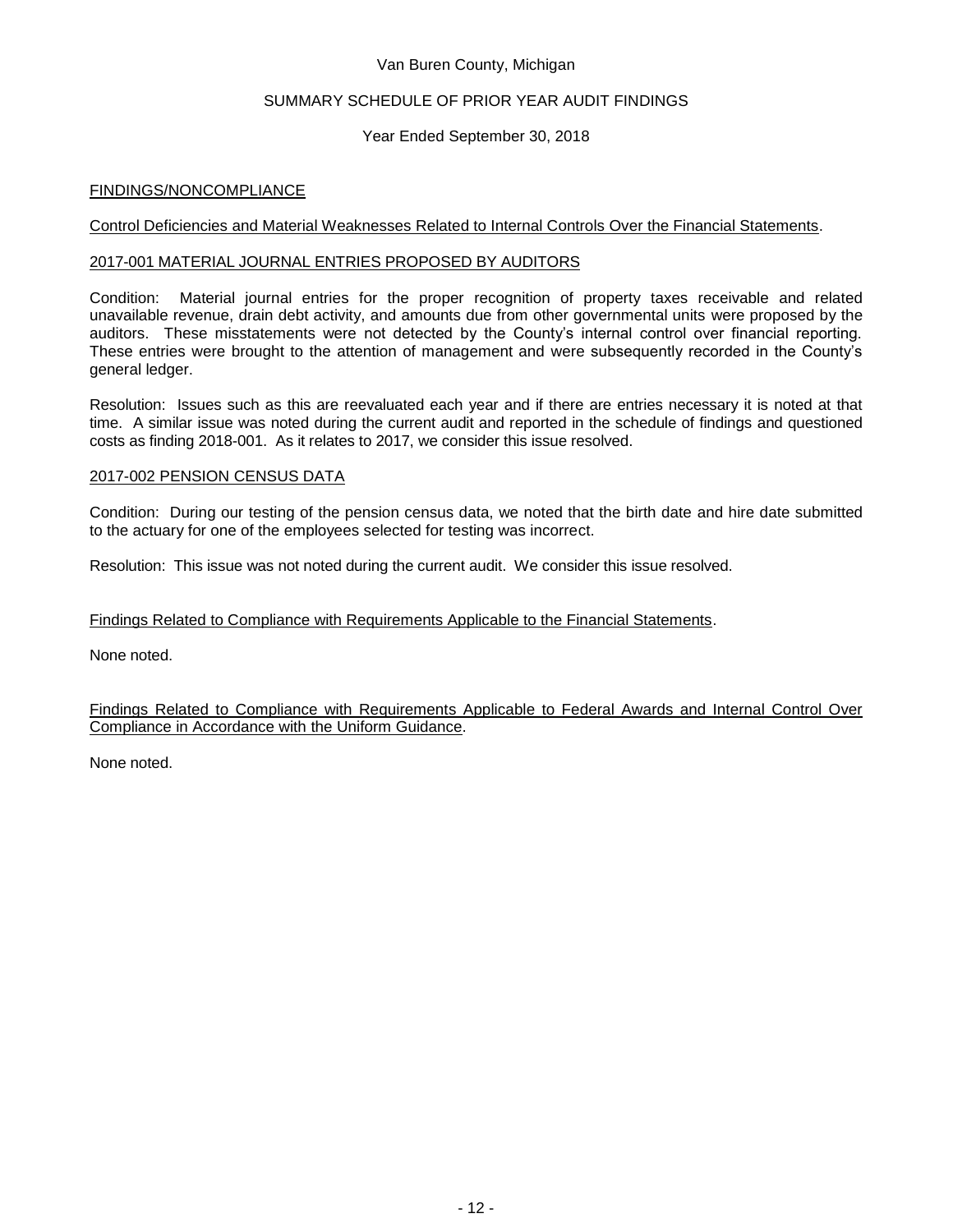# Van Buren County, Michigan

## SUMMARY SCHEDULE OF PRIOR YEAR AUDIT FINDINGS

### Year Ended September 30, 2018

FINDINGS/NONCOMPLIANCE

Control Deficiencies and Material Weaknesses Related to Internal Controls Over the Financial Statements.

2017-001 MATERIAL JOURNAL ENTRIES PROPOSED BY AUDITORS

Condition: Material journal entries for the proper recognition of property taxes receivable and related unavailable revenue, drain debt activity, and amounts due from other governmental units were proposed by the auditors. These misstatements were not detected by the County's internal control over financial reporting. These entries were brought to the attention of management and were subsequently recorded in the County's general ledger.

Resolution: Issues such as this are reevaluated each year and if there are entries necessary it is noted at that time. A similar issue was noted during the current audit and reported in the schedule of findings and questioned costs as finding 2018-001. As it relates to 2017, we consider this issue resolved.

2017-002 PENSION CENSUS DATA

Condition: During our testing of the pension census data, we noted that the birth date and hire date submitted to the actuary for one of the employees selected for testing was incorrect.

Resolution: This issue was not noted during the current audit. We consider this issue resolved.

Findings Related to Compliance with Requirements Applicable to the Financial Statements.

None noted.

Findings Related to Compliance with Requirements Applicable to Federal Awards and Internal Control Over Compliance in Accordance with the Uniform Guidance.

None noted.